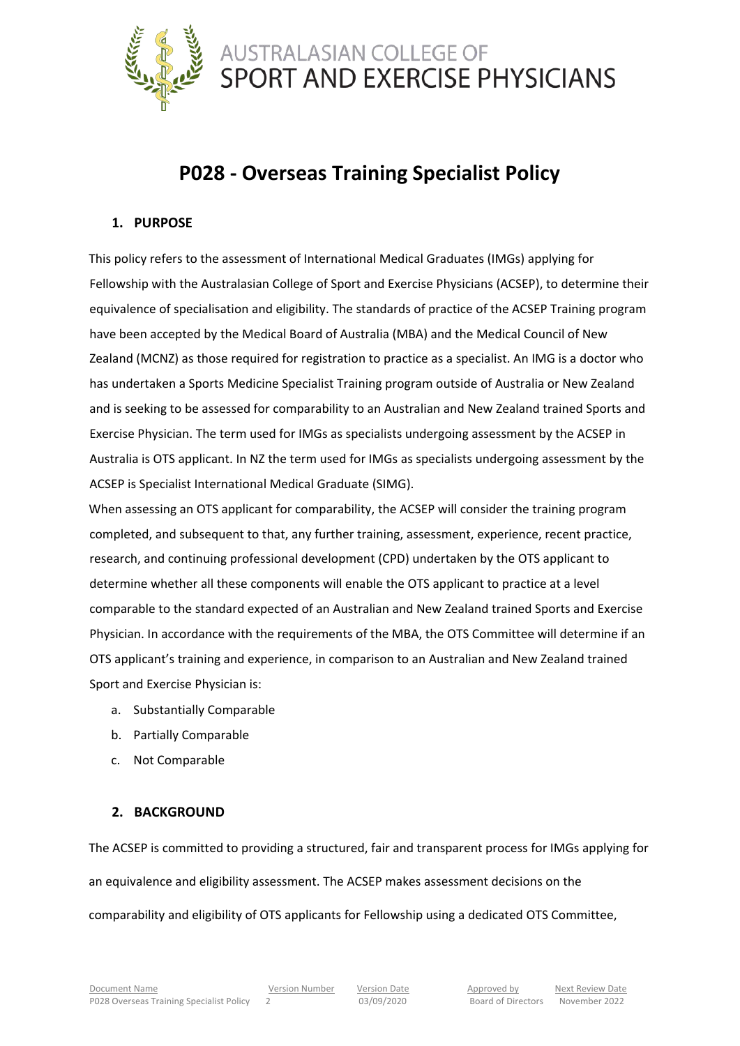# P028 - Overseas Training Specialist Policy

## 1. PURPOSE

This policy refers to the assessment of International Medical Graduates (IMGs) applying for Fellowship with the Australasian College of Sport and Exercise Physicians (ACSEP), to determine their equivalence of specialisation and eligibility. The standards of practice of the ACSEP Training program have been accepted by the Medical Board of Australia (MBA) and the Medical Council of New Zealand (MCNZ) as those required for registration to practice as a specialist. An IMG is a doctor who has undertaken a Sports Medicine Specialist Training program outside of Australia or New Zealand and is seeking to be assessed for comparability to an Australian and New Zealand trained Sports and Exercise Physician. The term used for IMGs as specialists undergoing assessment by the ACSEP in Australia is OTS applicant. In NZ the term used for IMGs as specialists undergoing assessment by the ACSEP is Specialist International Medical Graduate (SIMG).

When assessing an OTS applicant for comparability, the ACSEP will consider the training program completed, and subsequent to that, any further training, assessment, experience, recent practice, research, and continuing professional development (CPD) undertaken by the OTS applicant to determine whether all these components will enable the OTS applicant to practice at a level comparable to the standard expected of an Australian and New Zealand trained Sports and Exercise Physician. In accordance with the requirements of the MBA, the OTS Committee will determine if an OTS applicant's training and experience, in comparison to an Australian and New Zealand trained Sport and Exercise Physician is:

a. Substantially Comparable
b. Partially Comparable
c. Not Comparable

## 2. BACKGROUND

The ACSEP is committed to providing a structured, fair and transparent process for IMGs applying for an equivalence and eligibility assessment. The ACSEP makes assessment decisions on the comparability and eligibility of OTS applicants for Fellowship using a dedicated OTS Committee,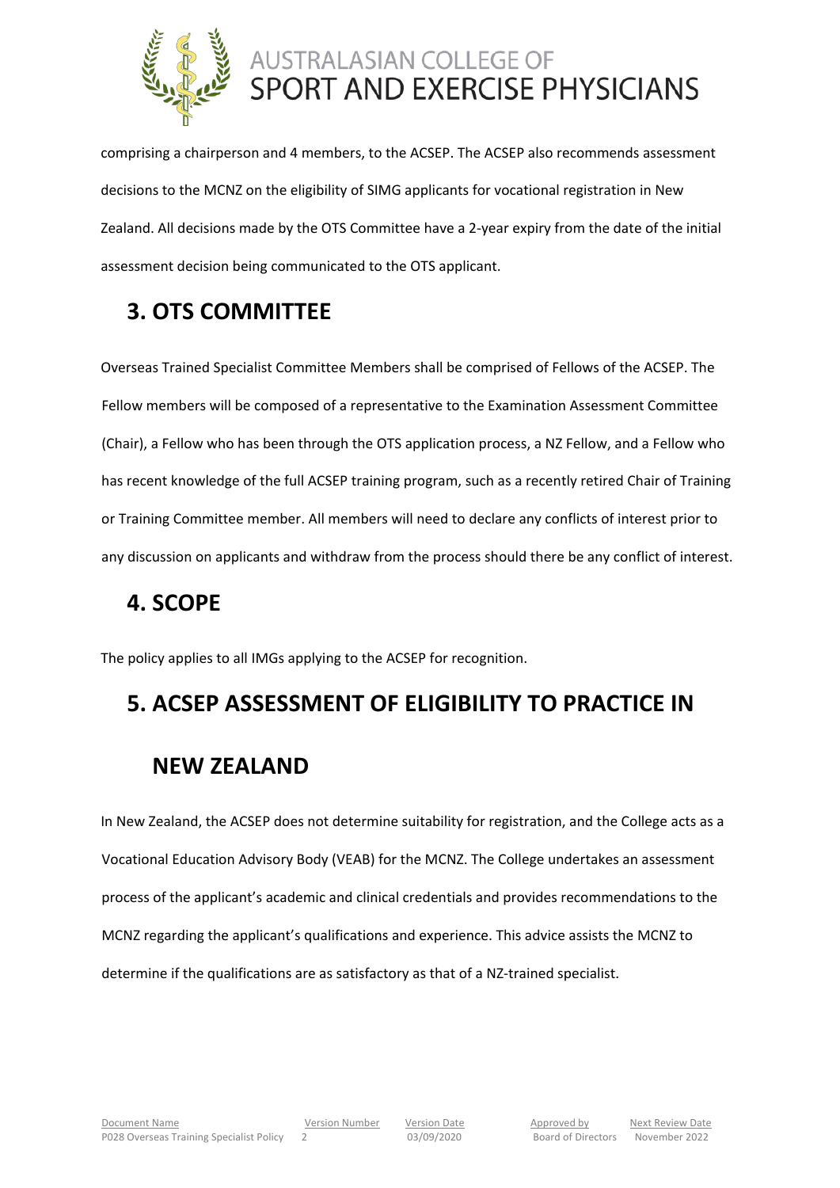comprising a chairperson and 4 members, to the ACSEP. The ACSEP also recommends assessment decisions to the MCNZ on the eligibility of SIMG applicants for vocational registration in New Zealand. All decisions made by the OTS Committee have a 2-year expiry from the date of the initial assessment decision being communicated to the OTS applicant.

## 3. OTS COMMITTEE

Overseas Trained Specialist Committee Members shall be comprised of Fellows of the ACSEP. The Fellow members will be composed of a representative to the Examination Assessment Committee (Chair), a Fellow who has been through the OTS application process, a NZ Fellow, and a Fellow who has recent knowledge of the full ACSEP training program, such as a recently retired Chair of Training or Training Committee member. All members will need to declare any conflicts of interest prior to any discussion on applicants and withdraw from the process should there be any conflict of interest.

## 4. SCOPE

The policy applies to all IMGs applying to the ACSEP for recognition.

## 5. ACSEP ASSESSMENT OF ELIGIBILITY TO PRACTICE IN NEW ZEALAND

In New Zealand, the ACSEP does not determine suitability for registration, and the College acts as a Vocational Education Advisory Body (VEAB) for the MCNZ. The College undertakes an assessment process of the applicant's academic and clinical credentials and provides recommendations to the MCNZ regarding the applicant's qualifications and experience. This advice assists the MCNZ to determine if the qualifications are as satisfactory as that of a NZ-trained specialist.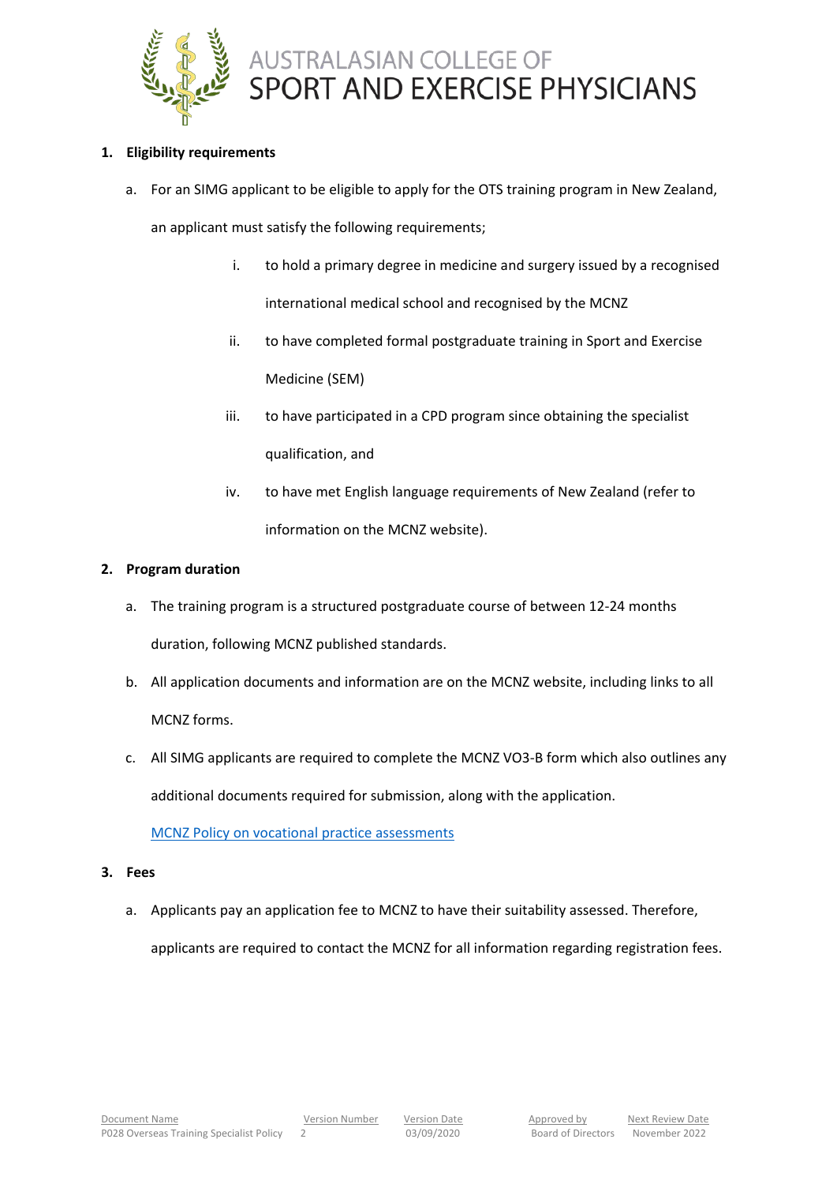1. **Eligibility requirements**

   a. For an SIMG applicant to be eligible to apply for the OTS training program in New Zealand, an applicant must satisfy the following requirements;

      i. to hold a primary degree in medicine and surgery issued by a recognised international medical school and recognised by the MCNZ

      ii. to have completed formal postgraduate training in Sport and Exercise Medicine (SEM)

      iii. to have participated in a CPD program since obtaining the specialist qualification, and

      iv. to have met English language requirements of New Zealand (refer to information on the MCNZ website).

2. **Program duration**

   a. The training program is a structured postgraduate course of between 12-24 months duration, following MCNZ published standards.

   b. All application documents and information are on the MCNZ website, including links to all MCNZ forms.

   c. All SIMG applicants are required to complete the MCNZ VO3-B form which also outlines any additional documents required for submission, along with the application.

   MCNZ Policy on vocational practice assessments

3. **Fees**

   a. Applicants pay an application fee to MCNZ to have their suitability assessed. Therefore, applicants are required to contact the MCNZ for all information regarding registration fees.

| Document Name | Version Number | Version Date | Approved by | Next Review Date |
|---|---|---|---|---|
| P028 Overseas Training Specialist Policy | 2 | 03/09/2020 | Board of Directors | November 2022 |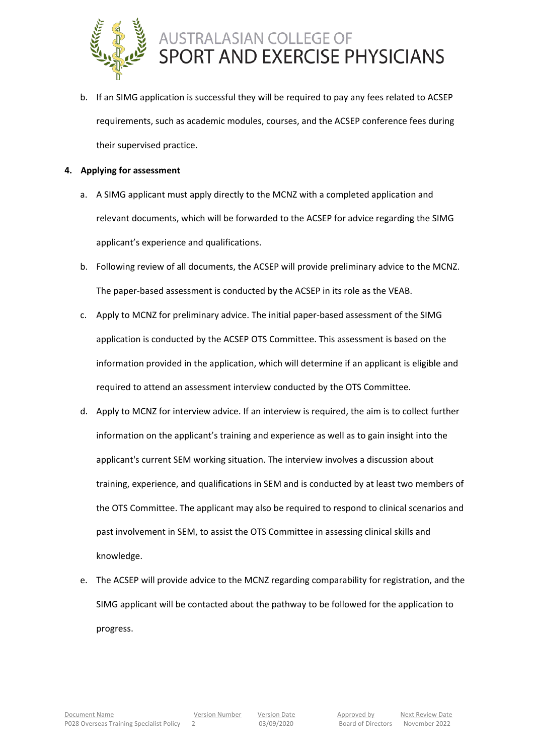b. If an SIMG application is successful they will be required to pay any fees related to ACSEP requirements, such as academic modules, courses, and the ACSEP conference fees during their supervised practice.

**4. Applying for assessment**

a. A SIMG applicant must apply directly to the MCNZ with a completed application and relevant documents, which will be forwarded to the ACSEP for advice regarding the SIMG applicant's experience and qualifications.

b. Following review of all documents, the ACSEP will provide preliminary advice to the MCNZ. The paper-based assessment is conducted by the ACSEP in its role as the VEAB.

c. Apply to MCNZ for preliminary advice. The initial paper-based assessment of the SIMG application is conducted by the ACSEP OTS Committee. This assessment is based on the information provided in the application, which will determine if an applicant is eligible and required to attend an assessment interview conducted by the OTS Committee.

d. Apply to MCNZ for interview advice. If an interview is required, the aim is to collect further information on the applicant's training and experience as well as to gain insight into the applicant's current SEM working situation. The interview involves a discussion about training, experience, and qualifications in SEM and is conducted by at least two members of the OTS Committee. The applicant may also be required to respond to clinical scenarios and past involvement in SEM, to assist the OTS Committee in assessing clinical skills and knowledge.

e. The ACSEP will provide advice to the MCNZ regarding comparability for registration, and the SIMG applicant will be contacted about the pathway to be followed for the application to progress.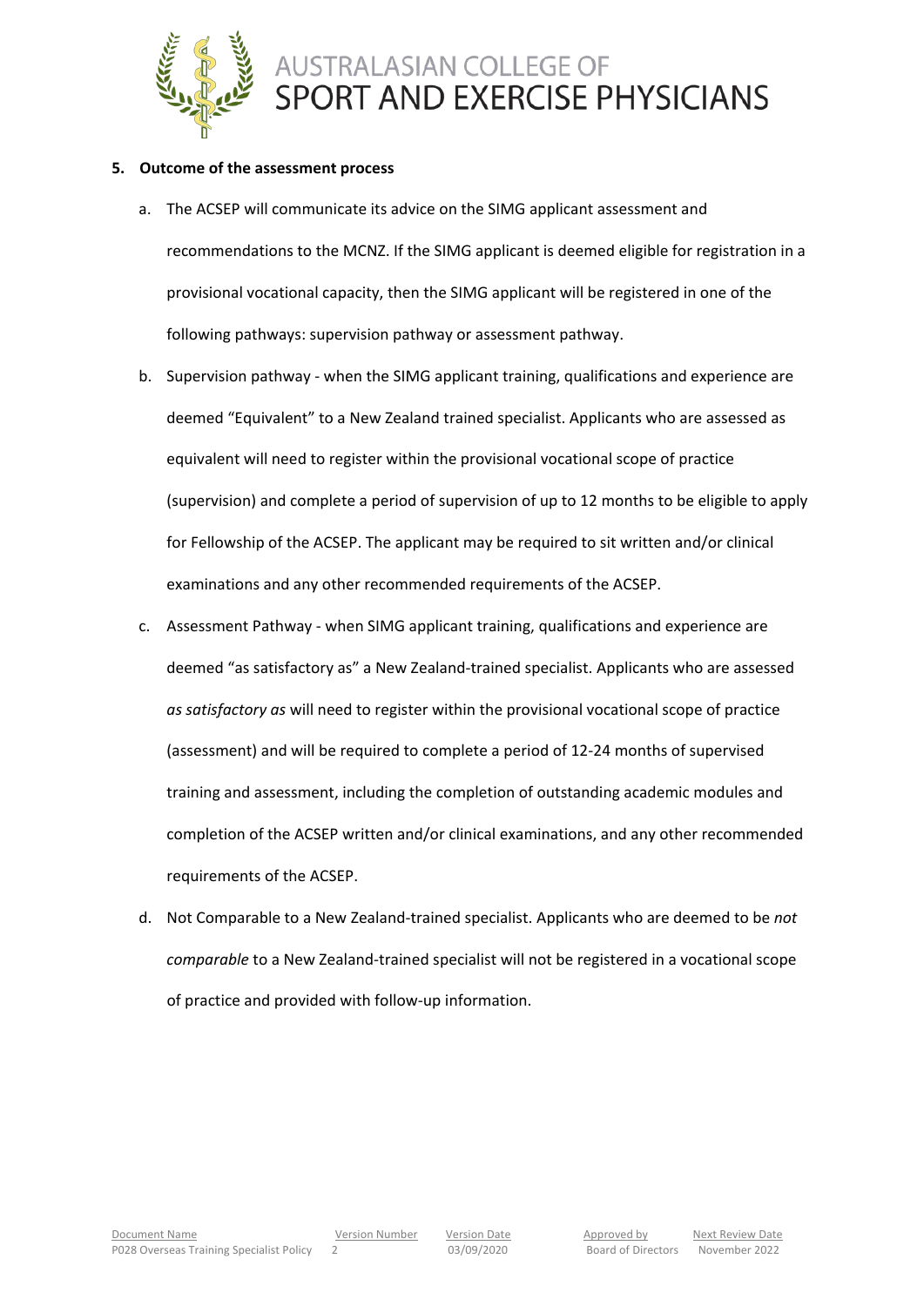**5. Outcome of the assessment process**

a. The ACSEP will communicate its advice on the SIMG applicant assessment and recommendations to the MCNZ. If the SIMG applicant is deemed eligible for registration in a provisional vocational capacity, then the SIMG applicant will be registered in one of the following pathways: supervision pathway or assessment pathway.

b. Supervision pathway - when the SIMG applicant training, qualifications and experience are deemed "Equivalent" to a New Zealand trained specialist. Applicants who are assessed as equivalent will need to register within the provisional vocational scope of practice (supervision) and complete a period of supervision of up to 12 months to be eligible to apply for Fellowship of the ACSEP. The applicant may be required to sit written and/or clinical examinations and any other recommended requirements of the ACSEP.

c. Assessment Pathway - when SIMG applicant training, qualifications and experience are deemed "as satisfactory as" a New Zealand-trained specialist. Applicants who are assessed *as satisfactory as* will need to register within the provisional vocational scope of practice (assessment) and will be required to complete a period of 12-24 months of supervised training and assessment, including the completion of outstanding academic modules and completion of the ACSEP written and/or clinical examinations, and any other recommended requirements of the ACSEP.

d. Not Comparable to a New Zealand-trained specialist. Applicants who are deemed to be *not comparable* to a New Zealand-trained specialist will not be registered in a vocational scope of practice and provided with follow-up information.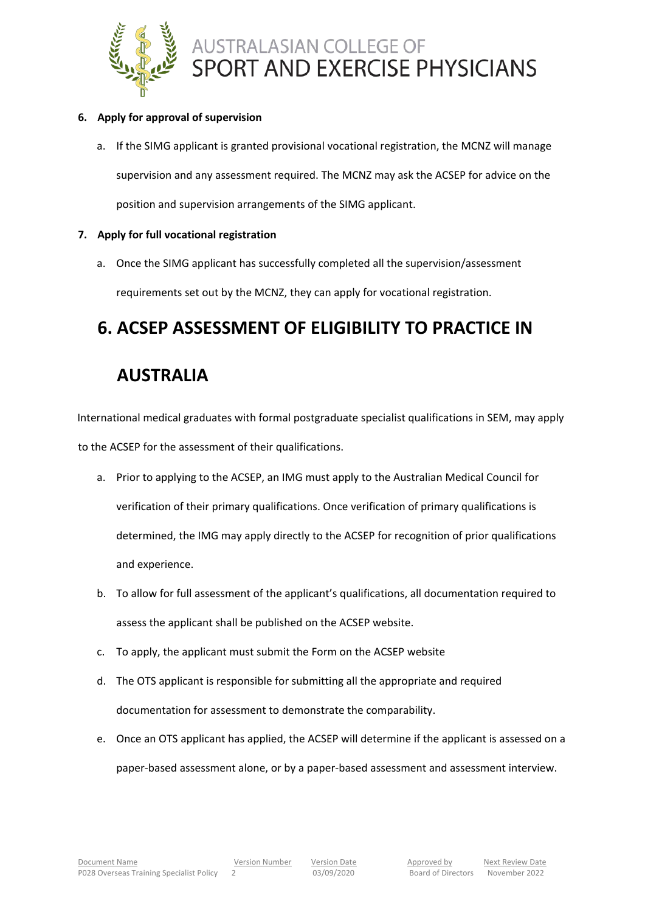6. **Apply for approval of supervision**

    a. If the SIMG applicant is granted provisional vocational registration, the MCNZ will manage supervision and any assessment required. The MCNZ may ask the ACSEP for advice on the position and supervision arrangements of the SIMG applicant.

7. **Apply for full vocational registration**

    a. Once the SIMG applicant has successfully completed all the supervision/assessment requirements set out by the MCNZ, they can apply for vocational registration.

# 6. ACSEP ASSESSMENT OF ELIGIBILITY TO PRACTICE IN AUSTRALIA

International medical graduates with formal postgraduate specialist qualifications in SEM, may apply to the ACSEP for the assessment of their qualifications.

a. Prior to applying to the ACSEP, an IMG must apply to the Australian Medical Council for verification of their primary qualifications. Once verification of primary qualifications is determined, the IMG may apply directly to the ACSEP for recognition of prior qualifications and experience.

b. To allow for full assessment of the applicant's qualifications, all documentation required to assess the applicant shall be published on the ACSEP website.

c. To apply, the applicant must submit the Form on the ACSEP website

d. The OTS applicant is responsible for submitting all the appropriate and required documentation for assessment to demonstrate the comparability.

e. Once an OTS applicant has applied, the ACSEP will determine if the applicant is assessed on a paper-based assessment alone, or by a paper-based assessment and assessment interview.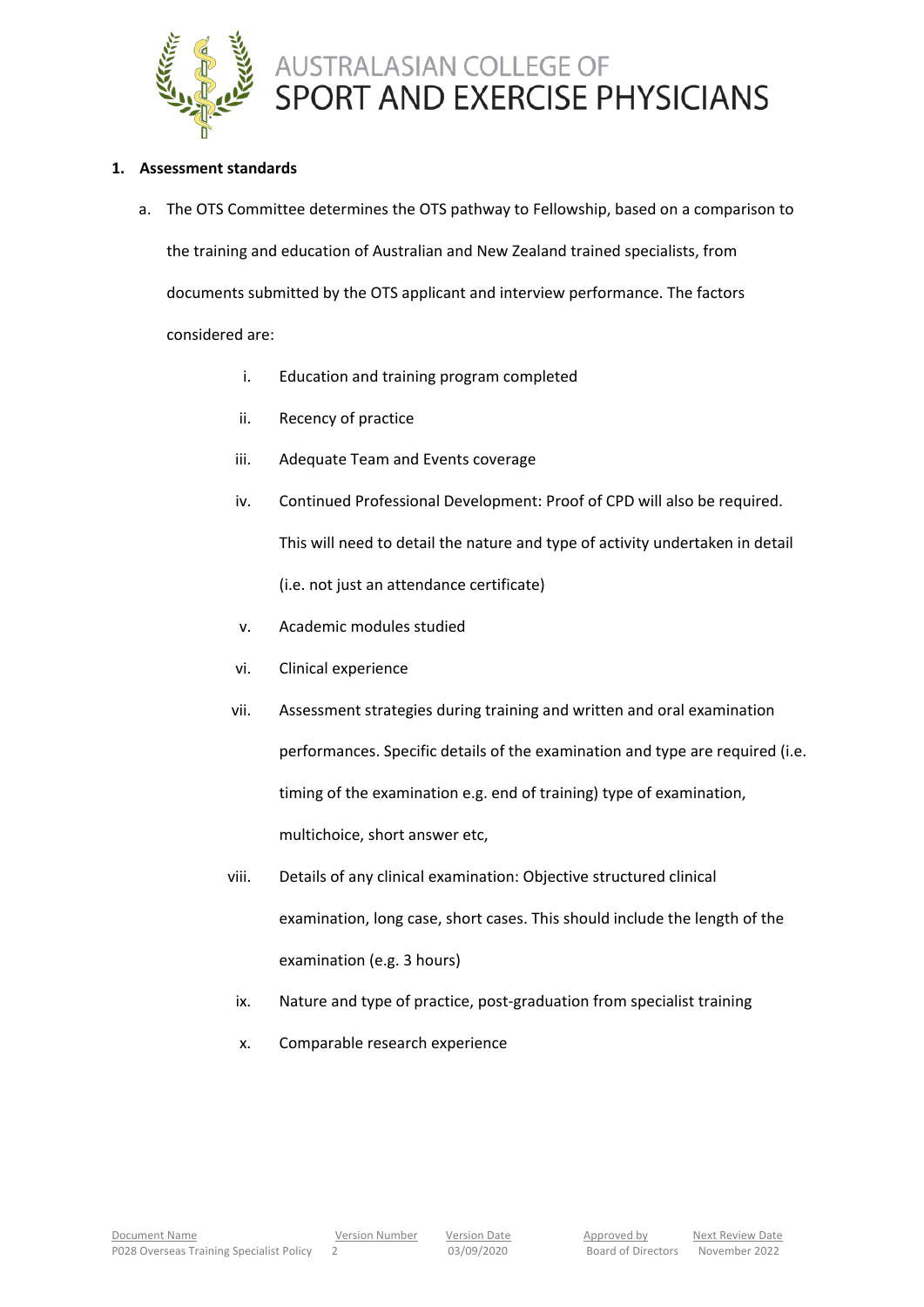1. **Assessment standards**

    a. The OTS Committee determines the OTS pathway to Fellowship, based on a comparison to the training and education of Australian and New Zealand trained specialists, from documents submitted by the OTS applicant and interview performance. The factors considered are:

    i. Education and training program completed

    ii. Recency of practice

    iii. Adequate Team and Events coverage

    iv. Continued Professional Development: Proof of CPD will also be required. This will need to detail the nature and type of activity undertaken in detail (i.e. not just an attendance certificate)

    v. Academic modules studied

    vi. Clinical experience

    vii. Assessment strategies during training and written and oral examination performances. Specific details of the examination and type are required (i.e. timing of the examination e.g. end of training) type of examination, multichoice, short answer etc,

    viii. Details of any clinical examination: Objective structured clinical examination, long case, short cases. This should include the length of the examination (e.g. 3 hours)

    ix. Nature and type of practice, post-graduation from specialist training

    x. Comparable research experience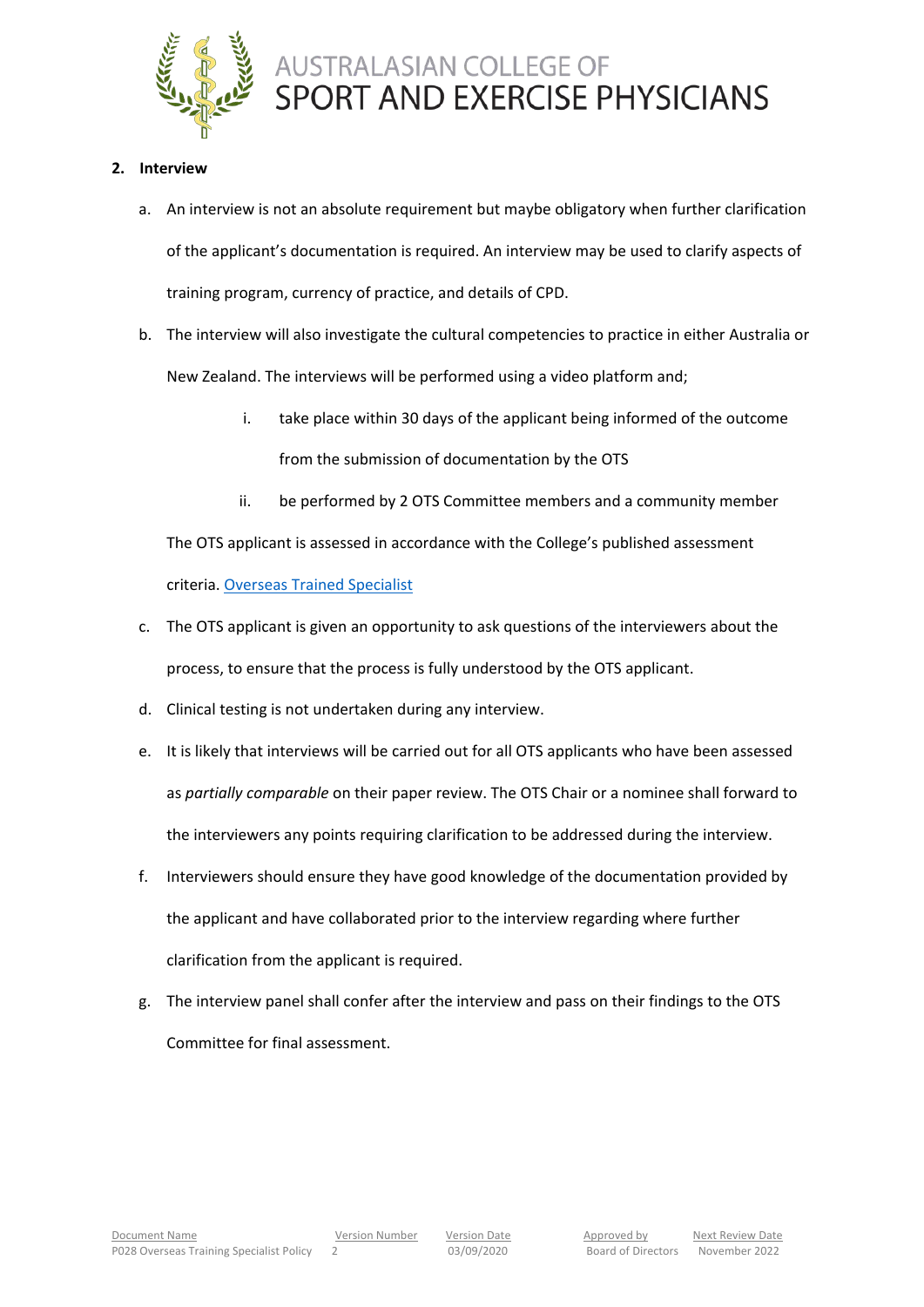**2. Interview**

a. An interview is not an absolute requirement but maybe obligatory when further clarification of the applicant's documentation is required. An interview may be used to clarify aspects of training program, currency of practice, and details of CPD.

b. The interview will also investigate the cultural competencies to practice in either Australia or New Zealand. The interviews will be performed using a video platform and;

   i. take place within 30 days of the applicant being informed of the outcome from the submission of documentation by the OTS

   ii. be performed by 2 OTS Committee members and a community member

   The OTS applicant is assessed in accordance with the College's published assessment criteria. [Overseas Trained Specialist]

c. The OTS applicant is given an opportunity to ask questions of the interviewers about the process, to ensure that the process is fully understood by the OTS applicant.

d. Clinical testing is not undertaken during any interview.

e. It is likely that interviews will be carried out for all OTS applicants who have been assessed as *partially comparable* on their paper review. The OTS Chair or a nominee shall forward to the interviewers any points requiring clarification to be addressed during the interview.

f. Interviewers should ensure they have good knowledge of the documentation provided by the applicant and have collaborated prior to the interview regarding where further clarification from the applicant is required.

g. The interview panel shall confer after the interview and pass on their findings to the OTS Committee for final assessment.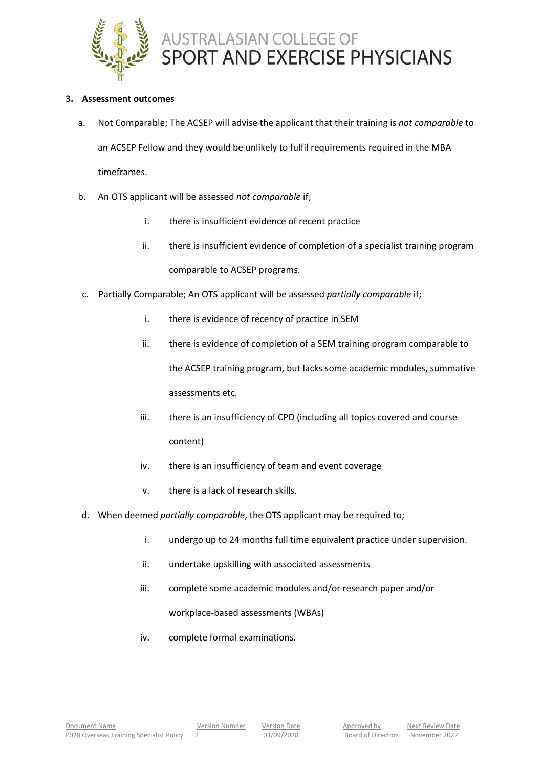**3. Assessment outcomes**

a. Not Comparable; The ACSEP will advise the applicant that their training is *not comparable* to an ACSEP Fellow and they would be unlikely to fulfil requirements required in the MBA timeframes.

b. An OTS applicant will be assessed *not comparable* if;

   i. there is insufficient evidence of recent practice

   ii. there is insufficient evidence of completion of a specialist training program comparable to ACSEP programs.

c. Partially Comparable; An OTS applicant will be assessed *partially comparable* if;

   i. there is evidence of recency of practice in SEM

   ii. there is evidence of completion of a SEM training program comparable to the ACSEP training program, but lacks some academic modules, summative assessments etc.

   iii. there is an insufficiency of CPD (including all topics covered and course content)

   iv. there is an insufficiency of team and event coverage

   v. there is a lack of research skills.

d. When deemed *partially comparable*, the OTS applicant may be required to;

   i. undergo up to 24 months full time equivalent practice under supervision.

   ii. undertake upskilling with associated assessments

   iii. complete some academic modules and/or research paper and/or workplace-based assessments (WBAs)

   iv. complete formal examinations.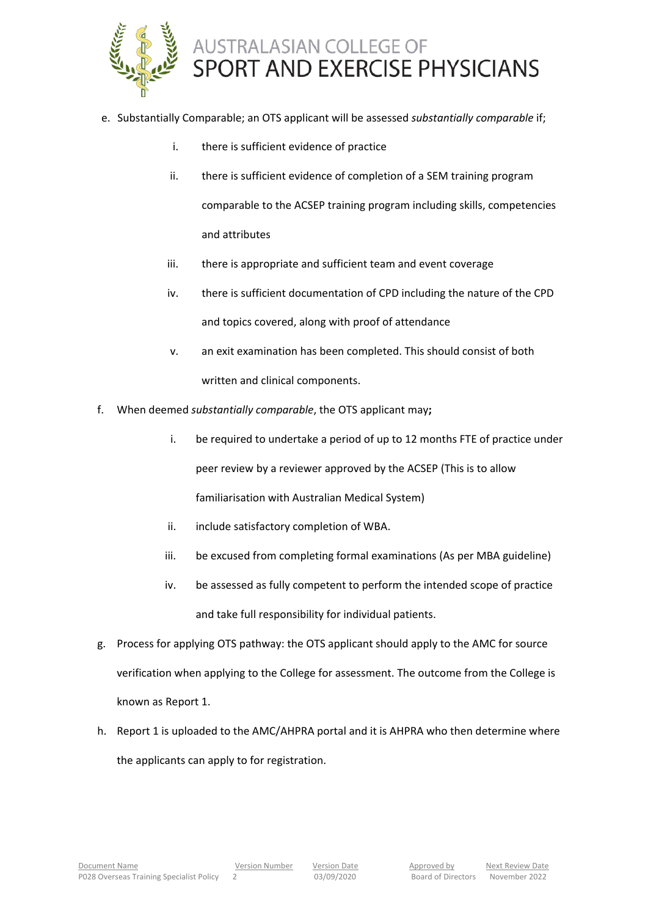e. Substantially Comparable; an OTS applicant will be assessed *substantially comparable* if;

   i. there is sufficient evidence of practice

   ii. there is sufficient evidence of completion of a SEM training program comparable to the ACSEP training program including skills, competencies and attributes

   iii. there is appropriate and sufficient team and event coverage

   iv. there is sufficient documentation of CPD including the nature of the CPD and topics covered, along with proof of attendance

   v. an exit examination has been completed. This should consist of both written and clinical components.

f. When deemed *substantially comparable*, the OTS applicant may**;**

   i. be required to undertake a period of up to 12 months FTE of practice under peer review by a reviewer approved by the ACSEP (This is to allow familiarisation with Australian Medical System)

   ii. include satisfactory completion of WBA.

   iii. be excused from completing formal examinations (As per MBA guideline)

   iv. be assessed as fully competent to perform the intended scope of practice and take full responsibility for individual patients.

g. Process for applying OTS pathway: the OTS applicant should apply to the AMC for source verification when applying to the College for assessment. The outcome from the College is known as Report 1.

h. Report 1 is uploaded to the AMC/AHPRA portal and it is AHPRA who then determine where the applicants can apply to for registration.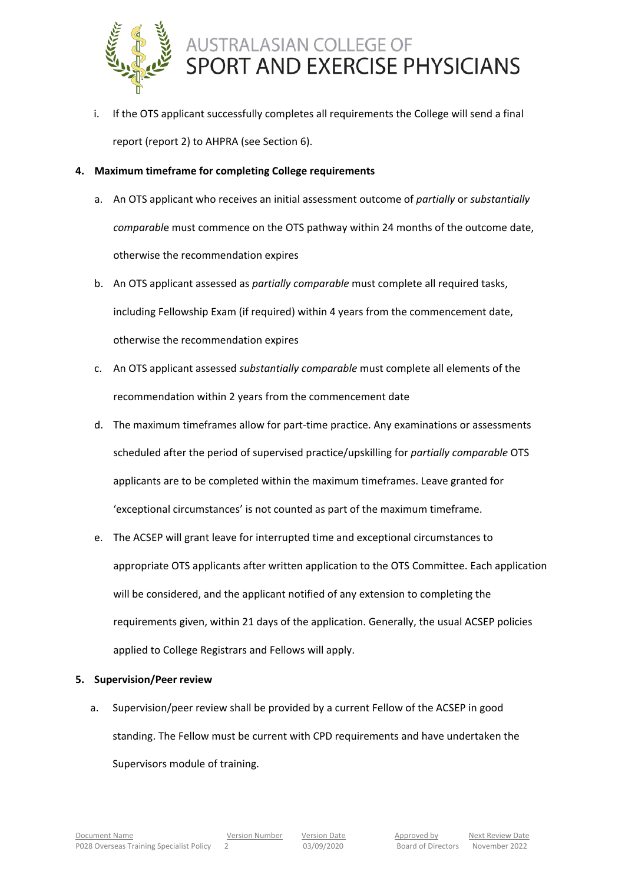i. If the OTS applicant successfully completes all requirements the College will send a final report (report 2) to AHPRA (see Section 6).

**4. Maximum timeframe for completing College requirements**

a. An OTS applicant who receives an initial assessment outcome of *partially* or *substantially comparabl*e must commence on the OTS pathway within 24 months of the outcome date, otherwise the recommendation expires

b. An OTS applicant assessed as *partially comparable* must complete all required tasks, including Fellowship Exam (if required) within 4 years from the commencement date, otherwise the recommendation expires

c. An OTS applicant assessed *substantially comparable* must complete all elements of the recommendation within 2 years from the commencement date

d. The maximum timeframes allow for part-time practice. Any examinations or assessments scheduled after the period of supervised practice/upskilling for *partially comparable* OTS applicants are to be completed within the maximum timeframes. Leave granted for 'exceptional circumstances' is not counted as part of the maximum timeframe.

e. The ACSEP will grant leave for interrupted time and exceptional circumstances to appropriate OTS applicants after written application to the OTS Committee. Each application will be considered, and the applicant notified of any extension to completing the requirements given, within 21 days of the application. Generally, the usual ACSEP policies applied to College Registrars and Fellows will apply.

**5. Supervision/Peer review**

a. Supervision/peer review shall be provided by a current Fellow of the ACSEP in good standing. The Fellow must be current with CPD requirements and have undertaken the Supervisors module of training.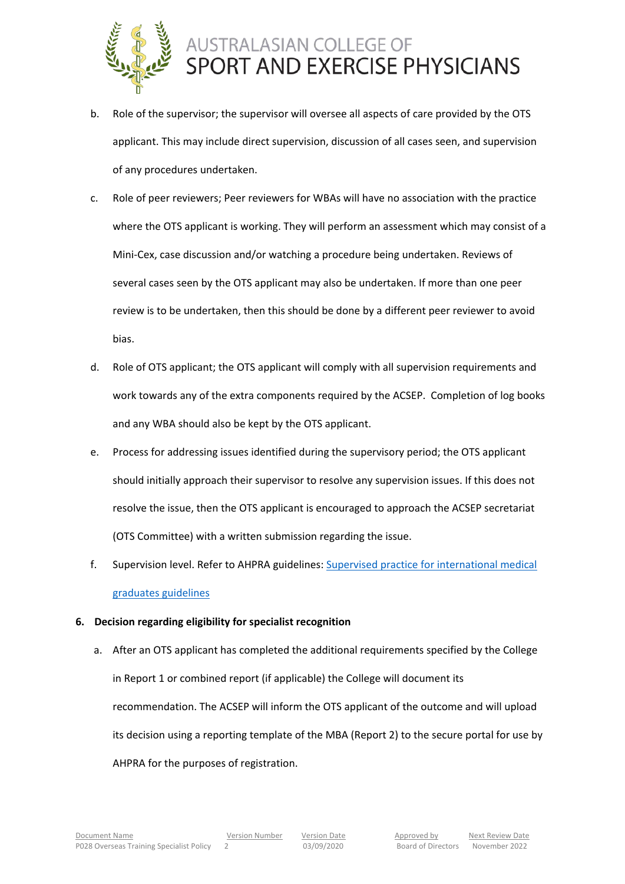b. Role of the supervisor; the supervisor will oversee all aspects of care provided by the OTS applicant. This may include direct supervision, discussion of all cases seen, and supervision of any procedures undertaken.

c. Role of peer reviewers; Peer reviewers for WBAs will have no association with the practice where the OTS applicant is working. They will perform an assessment which may consist of a Mini-Cex, case discussion and/or watching a procedure being undertaken. Reviews of several cases seen by the OTS applicant may also be undertaken. If more than one peer review is to be undertaken, then this should be done by a different peer reviewer to avoid bias.

d. Role of OTS applicant; the OTS applicant will comply with all supervision requirements and work towards any of the extra components required by the ACSEP. Completion of log books and any WBA should also be kept by the OTS applicant.

e. Process for addressing issues identified during the supervisory period; the OTS applicant should initially approach their supervisor to resolve any supervision issues. If this does not resolve the issue, then the OTS applicant is encouraged to approach the ACSEP secretariat (OTS Committee) with a written submission regarding the issue.

f. Supervision level. Refer to AHPRA guidelines: [Supervised practice for international medical graduates guidelines]

**6. Decision regarding eligibility for specialist recognition**

a. After an OTS applicant has completed the additional requirements specified by the College in Report 1 or combined report (if applicable) the College will document its recommendation. The ACSEP will inform the OTS applicant of the outcome and will upload its decision using a reporting template of the MBA (Report 2) to the secure portal for use by AHPRA for the purposes of registration.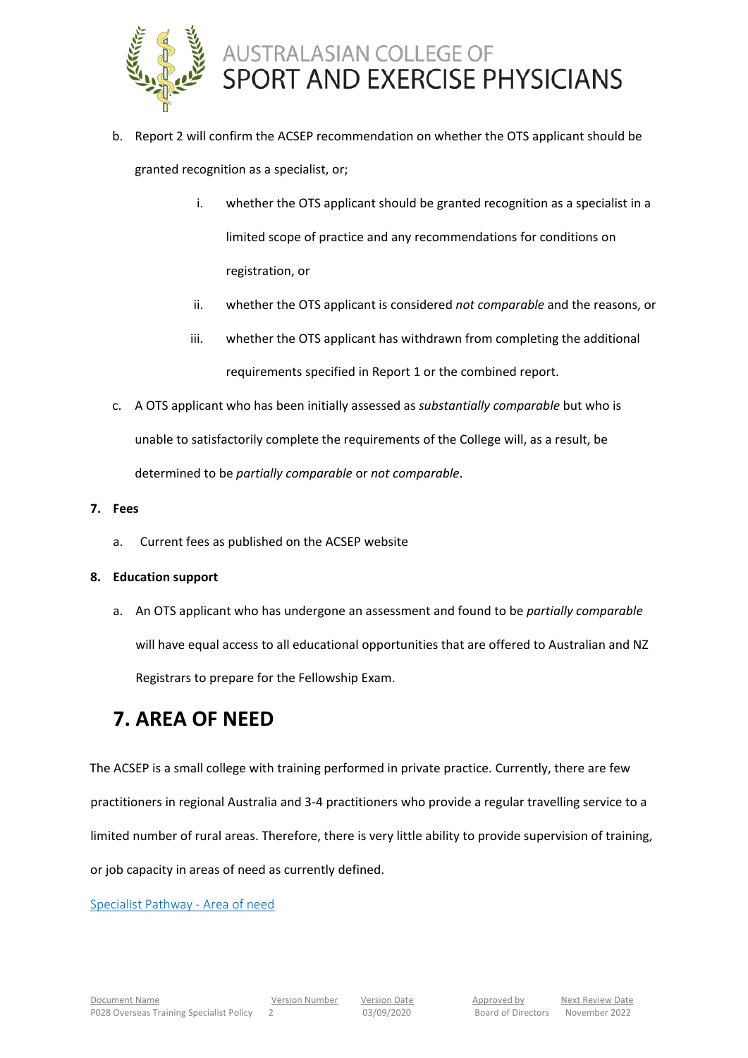b. Report 2 will confirm the ACSEP recommendation on whether the OTS applicant should be granted recognition as a specialist, or;

   i. whether the OTS applicant should be granted recognition as a specialist in a limited scope of practice and any recommendations for conditions on registration, or

   ii. whether the OTS applicant is considered *not comparable* and the reasons, or

   iii. whether the OTS applicant has withdrawn from completing the additional requirements specified in Report 1 or the combined report.

c. A OTS applicant who has been initially assessed as *substantially comparable* but who is unable to satisfactorily complete the requirements of the College will, as a result, be determined to be *partially comparable* or *not comparable*.

**7. Fees**

a. Current fees as published on the ACSEP website

**8. Education support**

a. An OTS applicant who has undergone an assessment and found to be *partially comparable* will have equal access to all educational opportunities that are offered to Australian and NZ Registrars to prepare for the Fellowship Exam.

# 7. AREA OF NEED

The ACSEP is a small college with training performed in private practice. Currently, there are few practitioners in regional Australia and 3-4 practitioners who provide a regular travelling service to a limited number of rural areas. Therefore, there is very little ability to provide supervision of training, or job capacity in areas of need as currently defined.

Specialist Pathway - Area of need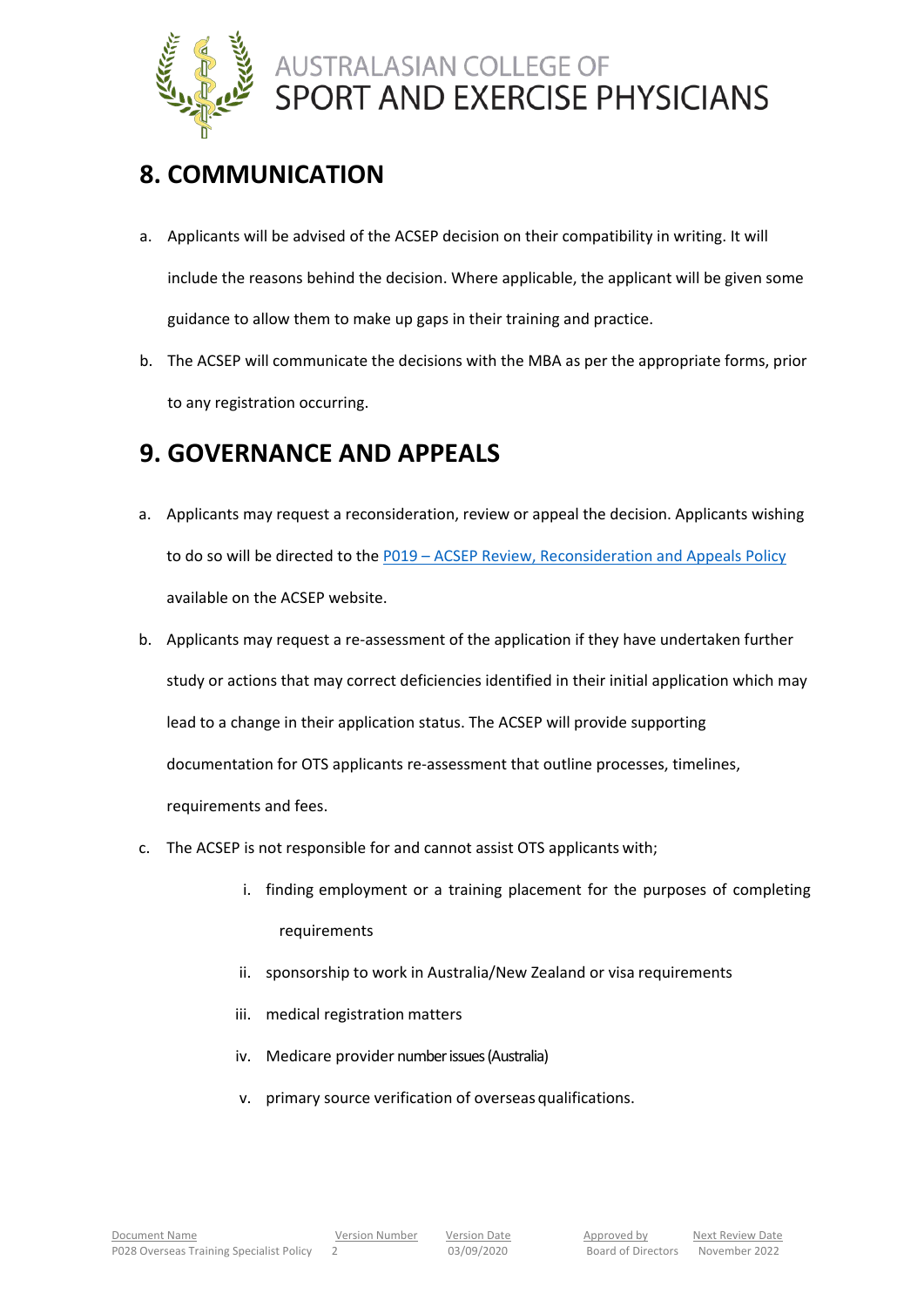## 8. COMMUNICATION

a. Applicants will be advised of the ACSEP decision on their compatibility in writing. It will include the reasons behind the decision. Where applicable, the applicant will be given some guidance to allow them to make up gaps in their training and practice.

b. The ACSEP will communicate the decisions with the MBA as per the appropriate forms, prior to any registration occurring.

## 9. GOVERNANCE AND APPEALS

a. Applicants may request a reconsideration, review or appeal the decision. Applicants wishing to do so will be directed to the [P019 – ACSEP Review, Reconsideration and Appeals Policy] available on the ACSEP website.

b. Applicants may request a re-assessment of the application if they have undertaken further study or actions that may correct deficiencies identified in their initial application which may lead to a change in their application status. The ACSEP will provide supporting documentation for OTS applicants re-assessment that outline processes, timelines, requirements and fees.

c. The ACSEP is not responsible for and cannot assist OTS applicants with;

   i. finding employment or a training placement for the purposes of completing requirements

   ii. sponsorship to work in Australia/New Zealand or visa requirements

   iii. medical registration matters

   iv. Medicare provider number issues (Australia)

   v. primary source verification of overseas qualifications.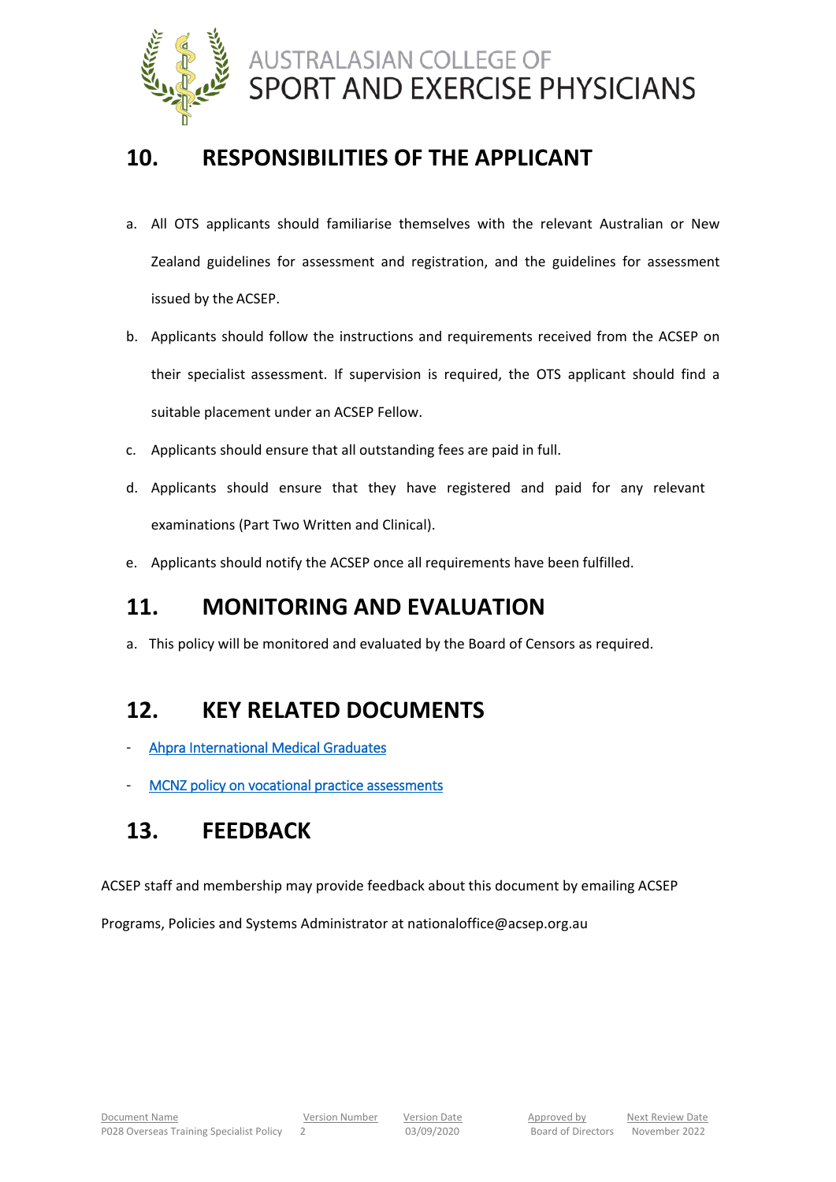## 10. RESPONSIBILITIES OF THE APPLICANT

a. All OTS applicants should familiarise themselves with the relevant Australian or New Zealand guidelines for assessment and registration, and the guidelines for assessment issued by the ACSEP.

b. Applicants should follow the instructions and requirements received from the ACSEP on their specialist assessment. If supervision is required, the OTS applicant should find a suitable placement under an ACSEP Fellow.

c. Applicants should ensure that all outstanding fees are paid in full.

d. Applicants should ensure that they have registered and paid for any relevant examinations (Part Two Written and Clinical).

e. Applicants should notify the ACSEP once all requirements have been fulfilled.

## 11. MONITORING AND EVALUATION

a. This policy will be monitored and evaluated by the Board of Censors as required.

## 12. KEY RELATED DOCUMENTS

- Ahpra International Medical Graduates
- MCNZ policy on vocational practice assessments

## 13. FEEDBACK

ACSEP staff and membership may provide feedback about this document by emailing ACSEP Programs, Policies and Systems Administrator at nationaloffice@acsep.org.au

| Document Name | Version Number | Version Date | Approved by | Next Review Date |
| --- | --- | --- | --- | --- |
| P028 Overseas Training Specialist Policy | 2 | 03/09/2020 | Board of Directors | November 2022 |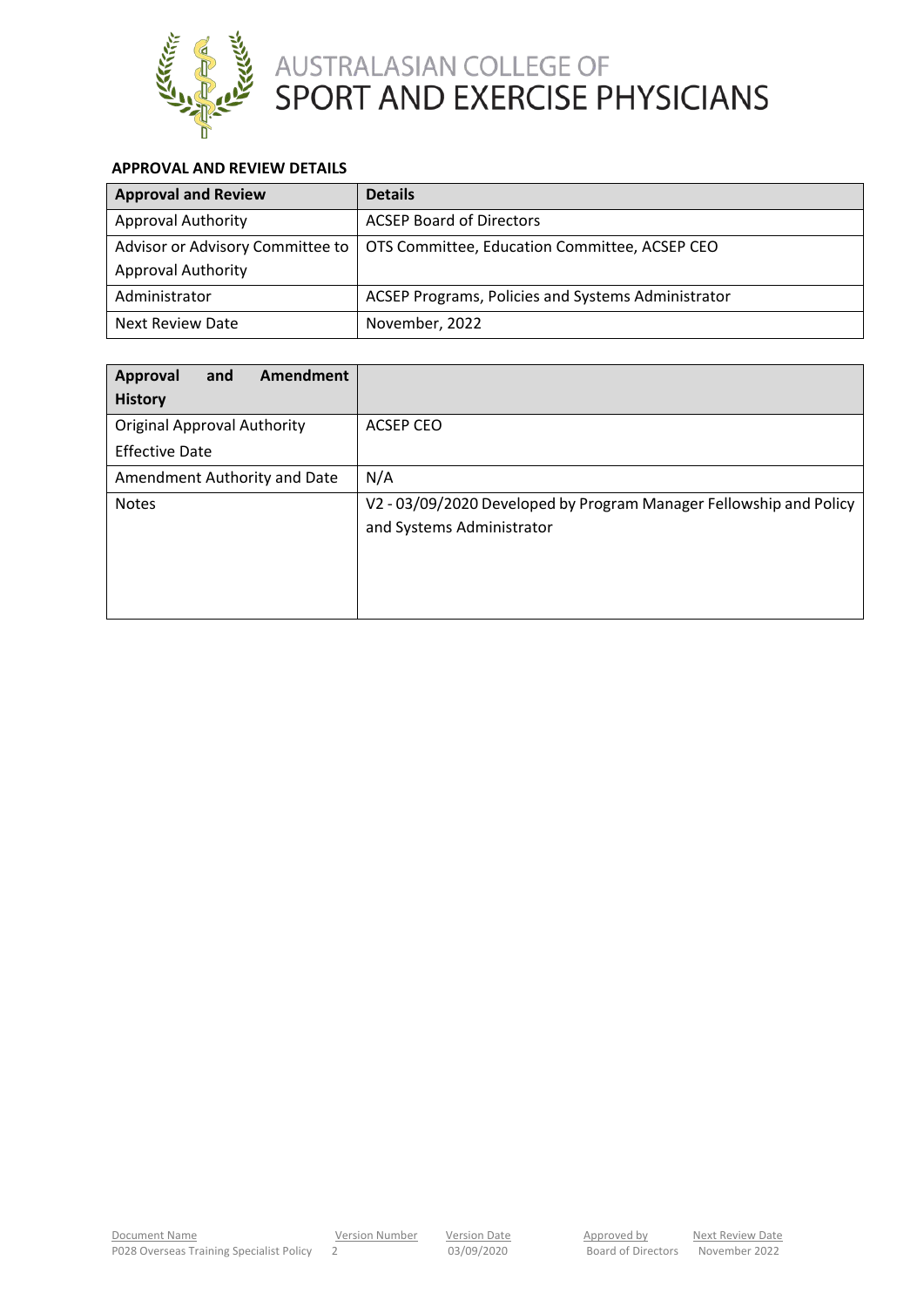**APPROVAL AND REVIEW DETAILS**

| Approval and Review | Details |
|---|---|
| Approval Authority | ACSEP Board of Directors |
| Advisor or Advisory Committee to Approval Authority | OTS Committee, Education Committee, ACSEP CEO |
| Administrator | ACSEP Programs, Policies and Systems Administrator |
| Next Review Date | November, 2022 |

| Approval and Amendment History | |
|---|---|
| Original Approval Authority Effective Date | ACSEP CEO |
| Amendment Authority and Date | N/A |
| Notes | V2 - 03/09/2020 Developed by Program Manager Fellowship and Policy and Systems Administrator |